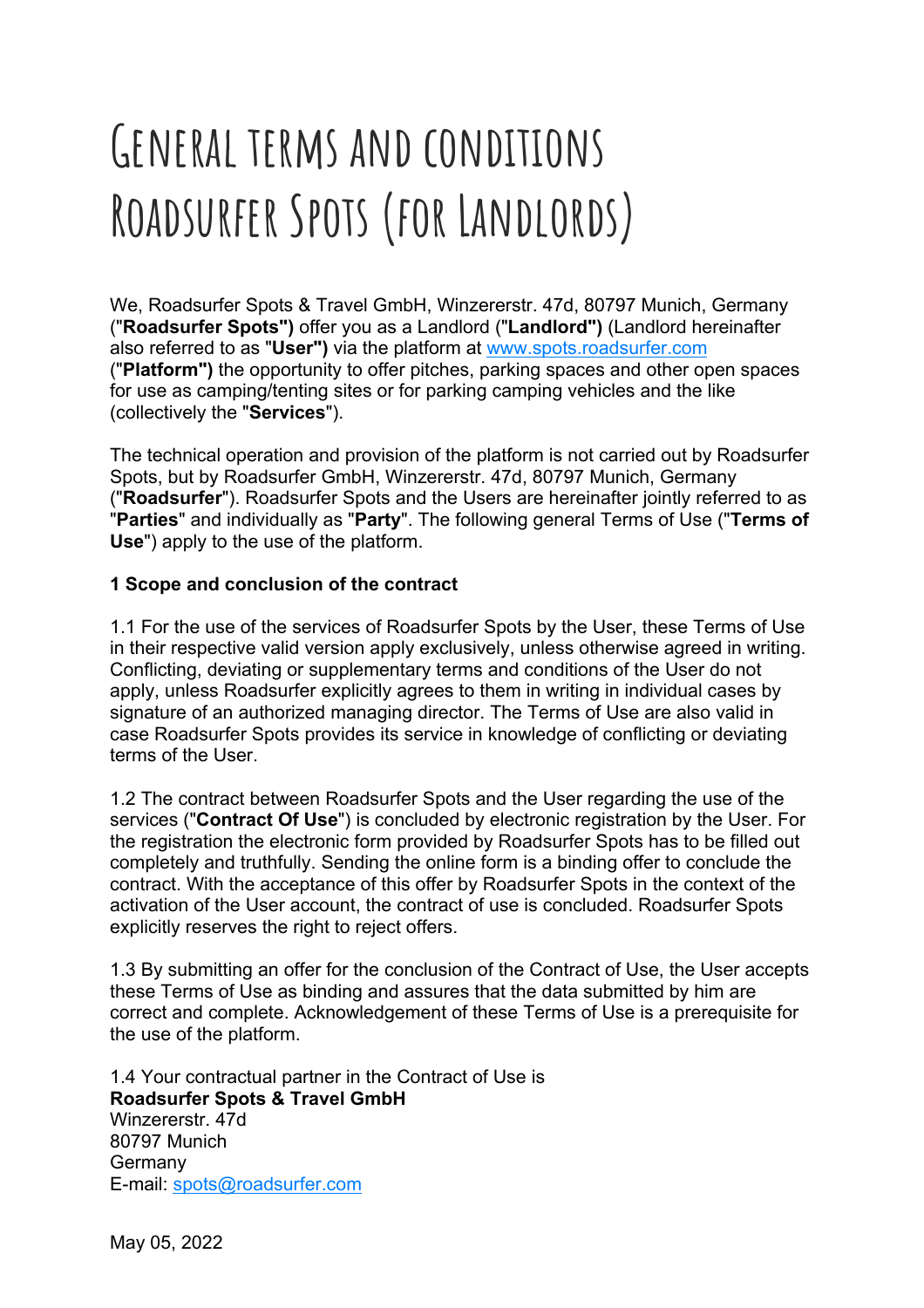# General terms and conditions Roadsurfer Spots (for Landlords)

We, Roadsurfer Spots & Travel GmbH, Winzererstr. 47d, 80797 Munich, Germany ("**Roadsurfer Spots")** offer you as a Landlord ("**Landlord")** (Landlord hereinafter also referred to as "**User")** via the platform at www.spots.roadsurfer.com ("**Platform")** the opportunity to offer pitches, parking spaces and other open spaces for use as camping/tenting sites or for parking camping vehicles and the like (collectively the "**Services**").

The technical operation and provision of the platform is not carried out by Roadsurfer Spots, but by Roadsurfer GmbH, Winzererstr. 47d, 80797 Munich, Germany ("**Roadsurfer**"). Roadsurfer Spots and the Users are hereinafter jointly referred to as "**Parties**" and individually as "**Party**". The following general Terms of Use ("**Terms of Use**") apply to the use of the platform.

**1 Scope and conclusion of the contract**

1.1 For the use of the services of Roadsurfer Spots by the User, these Terms of Use in their respective valid version apply exclusively, unless otherwise agreed in writing. Conflicting, deviating or supplementary terms and conditions of the User do not apply, unless Roadsurfer explicitly agrees to them in writing in individual cases by signature of an authorized managing director. The Terms of Use are also valid in case Roadsurfer Spots provides its service in knowledge of conflicting or deviating terms of the User.

1.2 The contract between Roadsurfer Spots and the User regarding the use of the services ("**Contract Of Use**") is concluded by electronic registration by the User. For the registration the electronic form provided by Roadsurfer Spots has to be filled out completely and truthfully. Sending the online form is a binding offer to conclude the contract. With the acceptance of this offer by Roadsurfer Spots in the context of the activation of the User account, the contract of use is concluded. Roadsurfer Spots explicitly reserves the right to reject offers.

1.3 By submitting an offer for the conclusion of the Contract of Use, the User accepts these Terms of Use as binding and assures that the data submitted by him are correct and complete. Acknowledgement of these Terms of Use is a prerequisite for the use of the platform.

1.4 Your contractual partner in the Contract of Use is
**Roadsurfer Spots & Travel GmbH**
Winzererstr. 47d
80797 Munich
Germany
E-mail: spots@roadsurfer.com

May 05, 2022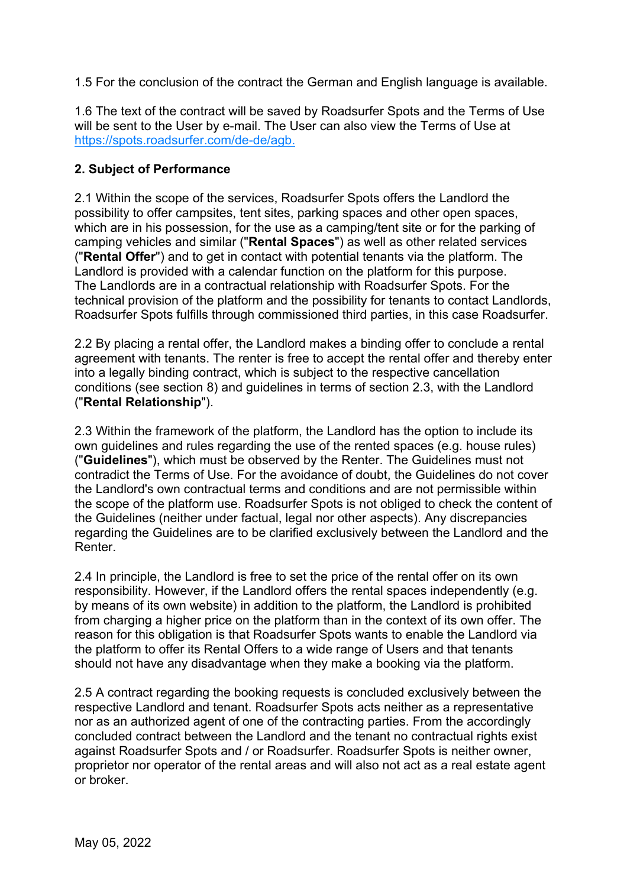1.5 For the conclusion of the contract the German and English language is available.

1.6 The text of the contract will be saved by Roadsurfer Spots and the Terms of Use will be sent to the User by e-mail. The User can also view the Terms of Use at https://spots.roadsurfer.com/de-de/agb.

**2. Subject of Performance**

2.1 Within the scope of the services, Roadsurfer Spots offers the Landlord the possibility to offer campsites, tent sites, parking spaces and other open spaces, which are in his possession, for the use as a camping/tent site or for the parking of camping vehicles and similar ("**Rental Spaces**") as well as other related services ("**Rental Offer**") and to get in contact with potential tenants via the platform. The Landlord is provided with a calendar function on the platform for this purpose. The Landlords are in a contractual relationship with Roadsurfer Spots. For the technical provision of the platform and the possibility for tenants to contact Landlords, Roadsurfer Spots fulfills through commissioned third parties, in this case Roadsurfer.

2.2 By placing a rental offer, the Landlord makes a binding offer to conclude a rental agreement with tenants. The renter is free to accept the rental offer and thereby enter into a legally binding contract, which is subject to the respective cancellation conditions (see section 8) and guidelines in terms of section 2.3, with the Landlord ("**Rental Relationship**").

2.3 Within the framework of the platform, the Landlord has the option to include its own guidelines and rules regarding the use of the rented spaces (e.g. house rules) ("**Guidelines**"), which must be observed by the Renter. The Guidelines must not contradict the Terms of Use. For the avoidance of doubt, the Guidelines do not cover the Landlord's own contractual terms and conditions and are not permissible within the scope of the platform use. Roadsurfer Spots is not obliged to check the content of the Guidelines (neither under factual, legal nor other aspects). Any discrepancies regarding the Guidelines are to be clarified exclusively between the Landlord and the Renter.

2.4 In principle, the Landlord is free to set the price of the rental offer on its own responsibility. However, if the Landlord offers the rental spaces independently (e.g. by means of its own website) in addition to the platform, the Landlord is prohibited from charging a higher price on the platform than in the context of its own offer. The reason for this obligation is that Roadsurfer Spots wants to enable the Landlord via the platform to offer its Rental Offers to a wide range of Users and that tenants should not have any disadvantage when they make a booking via the platform.

2.5 A contract regarding the booking requests is concluded exclusively between the respective Landlord and tenant. Roadsurfer Spots acts neither as a representative nor as an authorized agent of one of the contracting parties. From the accordingly concluded contract between the Landlord and the tenant no contractual rights exist against Roadsurfer Spots and / or Roadsurfer. Roadsurfer Spots is neither owner, proprietor nor operator of the rental areas and will also not act as a real estate agent or broker.

May 05, 2022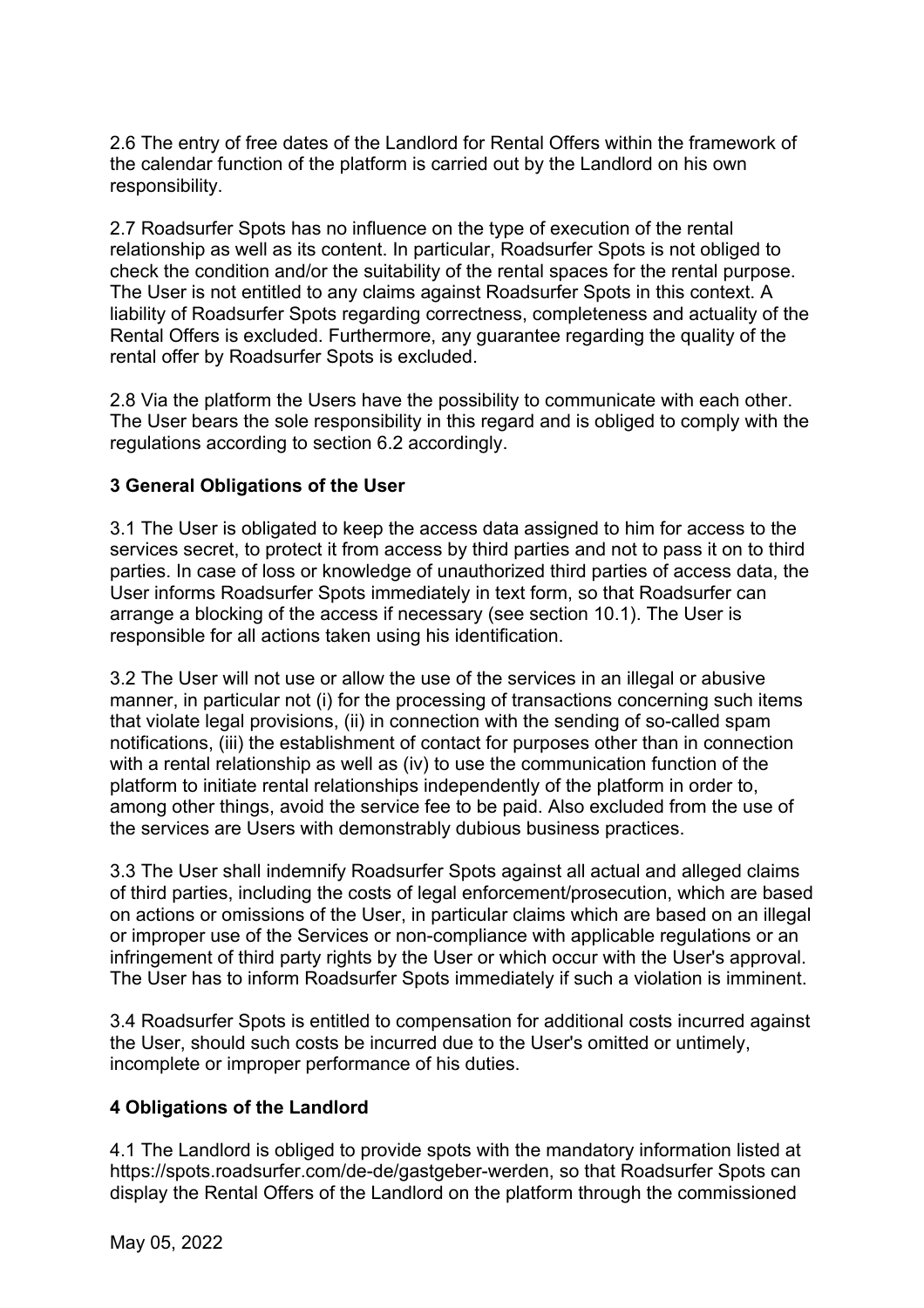2.6 The entry of free dates of the Landlord for Rental Offers within the framework of the calendar function of the platform is carried out by the Landlord on his own responsibility.

2.7 Roadsurfer Spots has no influence on the type of execution of the rental relationship as well as its content. In particular, Roadsurfer Spots is not obliged to check the condition and/or the suitability of the rental spaces for the rental purpose. The User is not entitled to any claims against Roadsurfer Spots in this context. A liability of Roadsurfer Spots regarding correctness, completeness and actuality of the Rental Offers is excluded. Furthermore, any guarantee regarding the quality of the rental offer by Roadsurfer Spots is excluded.

2.8 Via the platform the Users have the possibility to communicate with each other. The User bears the sole responsibility in this regard and is obliged to comply with the regulations according to section 6.2 accordingly.

**3 General Obligations of the User**

3.1 The User is obligated to keep the access data assigned to him for access to the services secret, to protect it from access by third parties and not to pass it on to third parties. In case of loss or knowledge of unauthorized third parties of access data, the User informs Roadsurfer Spots immediately in text form, so that Roadsurfer can arrange a blocking of the access if necessary (see section 10.1). The User is responsible for all actions taken using his identification.

3.2 The User will not use or allow the use of the services in an illegal or abusive manner, in particular not (i) for the processing of transactions concerning such items that violate legal provisions, (ii) in connection with the sending of so-called spam notifications, (iii) the establishment of contact for purposes other than in connection with a rental relationship as well as (iv) to use the communication function of the platform to initiate rental relationships independently of the platform in order to, among other things, avoid the service fee to be paid. Also excluded from the use of the services are Users with demonstrably dubious business practices.

3.3 The User shall indemnify Roadsurfer Spots against all actual and alleged claims of third parties, including the costs of legal enforcement/prosecution, which are based on actions or omissions of the User, in particular claims which are based on an illegal or improper use of the Services or non-compliance with applicable regulations or an infringement of third party rights by the User or which occur with the User's approval. The User has to inform Roadsurfer Spots immediately if such a violation is imminent.

3.4 Roadsurfer Spots is entitled to compensation for additional costs incurred against the User, should such costs be incurred due to the User's omitted or untimely, incomplete or improper performance of his duties.

**4 Obligations of the Landlord**

4.1 The Landlord is obliged to provide spots with the mandatory information listed at https://spots.roadsurfer.com/de-de/gastgeber-werden, so that Roadsurfer Spots can display the Rental Offers of the Landlord on the platform through the commissioned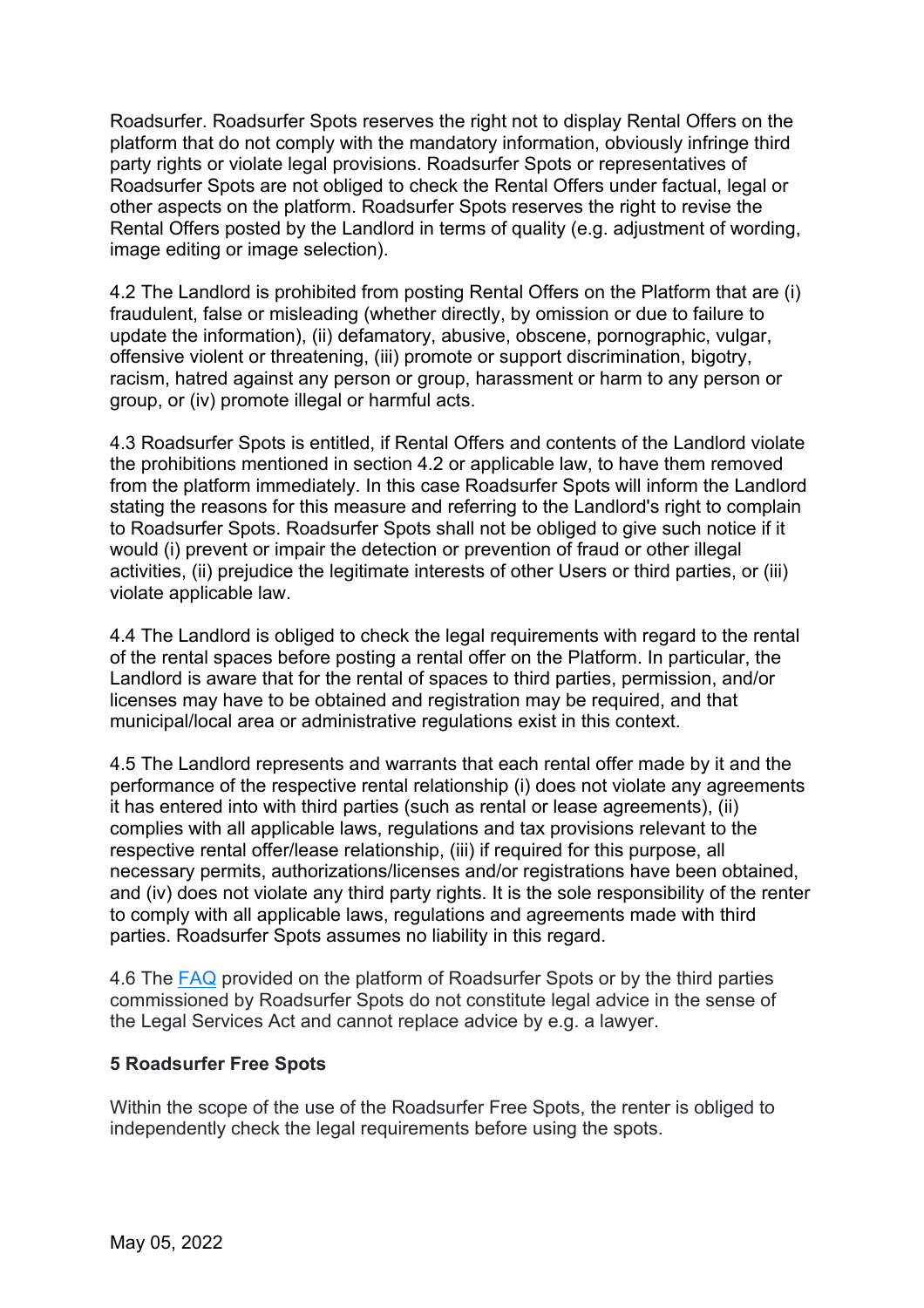Roadsurfer. Roadsurfer Spots reserves the right not to display Rental Offers on the platform that do not comply with the mandatory information, obviously infringe third party rights or violate legal provisions. Roadsurfer Spots or representatives of Roadsurfer Spots are not obliged to check the Rental Offers under factual, legal or other aspects on the platform. Roadsurfer Spots reserves the right to revise the Rental Offers posted by the Landlord in terms of quality (e.g. adjustment of wording, image editing or image selection).

4.2 The Landlord is prohibited from posting Rental Offers on the Platform that are (i) fraudulent, false or misleading (whether directly, by omission or due to failure to update the information), (ii) defamatory, abusive, obscene, pornographic, vulgar, offensive violent or threatening, (iii) promote or support discrimination, bigotry, racism, hatred against any person or group, harassment or harm to any person or group, or (iv) promote illegal or harmful acts.

4.3 Roadsurfer Spots is entitled, if Rental Offers and contents of the Landlord violate the prohibitions mentioned in section 4.2 or applicable law, to have them removed from the platform immediately. In this case Roadsurfer Spots will inform the Landlord stating the reasons for this measure and referring to the Landlord's right to complain to Roadsurfer Spots. Roadsurfer Spots shall not be obliged to give such notice if it would (i) prevent or impair the detection or prevention of fraud or other illegal activities, (ii) prejudice the legitimate interests of other Users or third parties, or (iii) violate applicable law.

4.4 The Landlord is obliged to check the legal requirements with regard to the rental of the rental spaces before posting a rental offer on the Platform. In particular, the Landlord is aware that for the rental of spaces to third parties, permission, and/or licenses may have to be obtained and registration may be required, and that municipal/local area or administrative regulations exist in this context.

4.5 The Landlord represents and warrants that each rental offer made by it and the performance of the respective rental relationship (i) does not violate any agreements it has entered into with third parties (such as rental or lease agreements), (ii) complies with all applicable laws, regulations and tax provisions relevant to the respective rental offer/lease relationship, (iii) if required for this purpose, all necessary permits, authorizations/licenses and/or registrations have been obtained, and (iv) does not violate any third party rights. It is the sole responsibility of the renter to comply with all applicable laws, regulations and agreements made with third parties. Roadsurfer Spots assumes no liability in this regard.

4.6 The FAQ provided on the platform of Roadsurfer Spots or by the third parties commissioned by Roadsurfer Spots do not constitute legal advice in the sense of the Legal Services Act and cannot replace advice by e.g. a lawyer.

**5 Roadsurfer Free Spots**

Within the scope of the use of the Roadsurfer Free Spots, the renter is obliged to independently check the legal requirements before using the spots.

May 05, 2022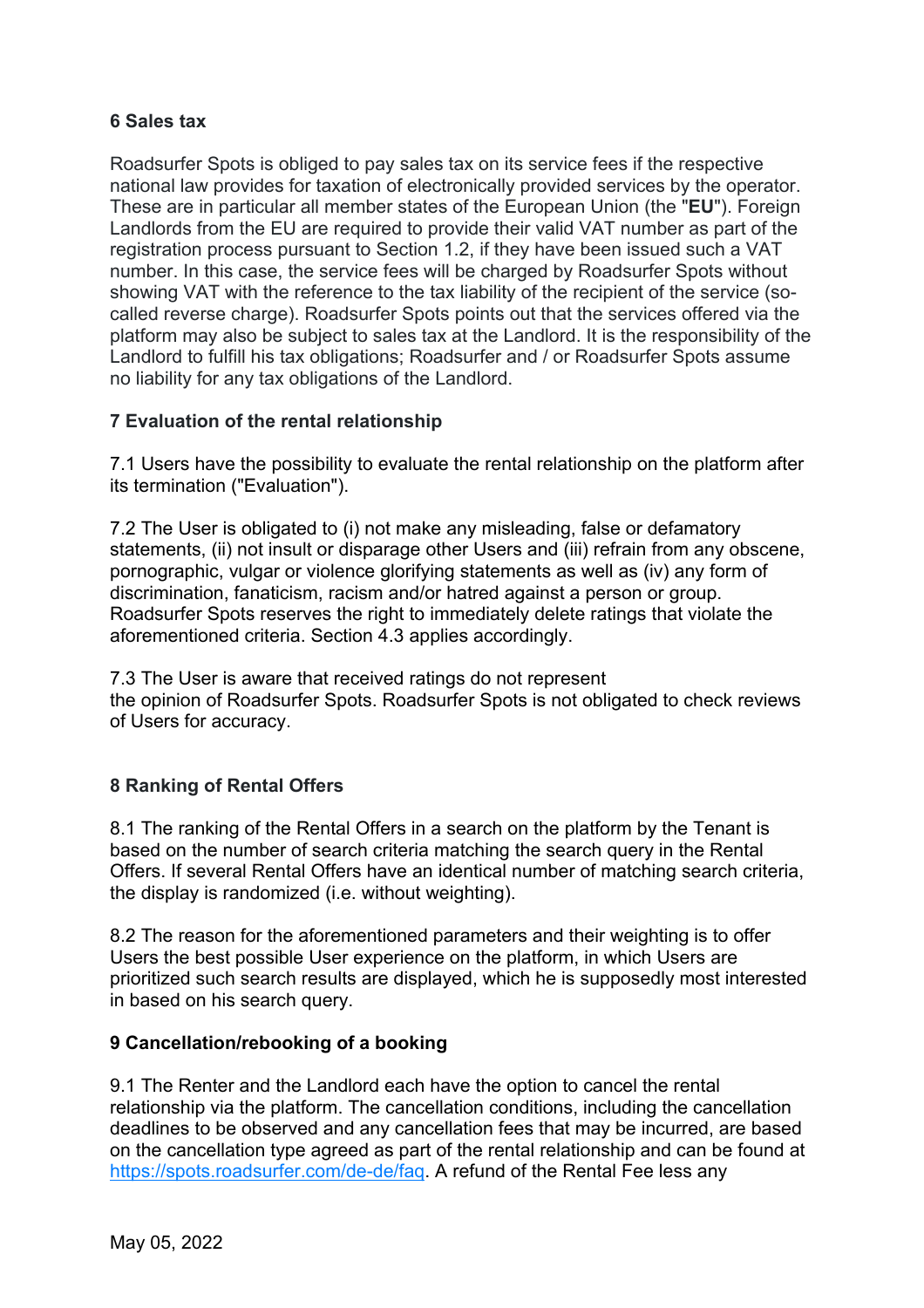## 6 Sales tax

Roadsurfer Spots is obliged to pay sales tax on its service fees if the respective national law provides for taxation of electronically provided services by the operator. These are in particular all member states of the European Union (the "**EU**"). Foreign Landlords from the EU are required to provide their valid VAT number as part of the registration process pursuant to Section 1.2, if they have been issued such a VAT number. In this case, the service fees will be charged by Roadsurfer Spots without showing VAT with the reference to the tax liability of the recipient of the service (so-called reverse charge). Roadsurfer Spots points out that the services offered via the platform may also be subject to sales tax at the Landlord. It is the responsibility of the Landlord to fulfill his tax obligations; Roadsurfer and / or Roadsurfer Spots assume no liability for any tax obligations of the Landlord.

## 7 Evaluation of the rental relationship

7.1 Users have the possibility to evaluate the rental relationship on the platform after its termination ("Evaluation").

7.2 The User is obligated to (i) not make any misleading, false or defamatory statements, (ii) not insult or disparage other Users and (iii) refrain from any obscene, pornographic, vulgar or violence glorifying statements as well as (iv) any form of discrimination, fanaticism, racism and/or hatred against a person or group. Roadsurfer Spots reserves the right to immediately delete ratings that violate the aforementioned criteria. Section 4.3 applies accordingly.

7.3 The User is aware that received ratings do not represent the opinion of Roadsurfer Spots. Roadsurfer Spots is not obligated to check reviews of Users for accuracy.

## 8 Ranking of Rental Offers

8.1 The ranking of the Rental Offers in a search on the platform by the Tenant is based on the number of search criteria matching the search query in the Rental Offers. If several Rental Offers have an identical number of matching search criteria, the display is randomized (i.e. without weighting).

8.2 The reason for the aforementioned parameters and their weighting is to offer Users the best possible User experience on the platform, in which Users are prioritized such search results are displayed, which he is supposedly most interested in based on his search query.

## 9 Cancellation/rebooking of a booking

9.1 The Renter and the Landlord each have the option to cancel the rental relationship via the platform. The cancellation conditions, including the cancellation deadlines to be observed and any cancellation fees that may be incurred, are based on the cancellation type agreed as part of the rental relationship and can be found at https://spots.roadsurfer.com/de-de/faq. A refund of the Rental Fee less any

May 05, 2022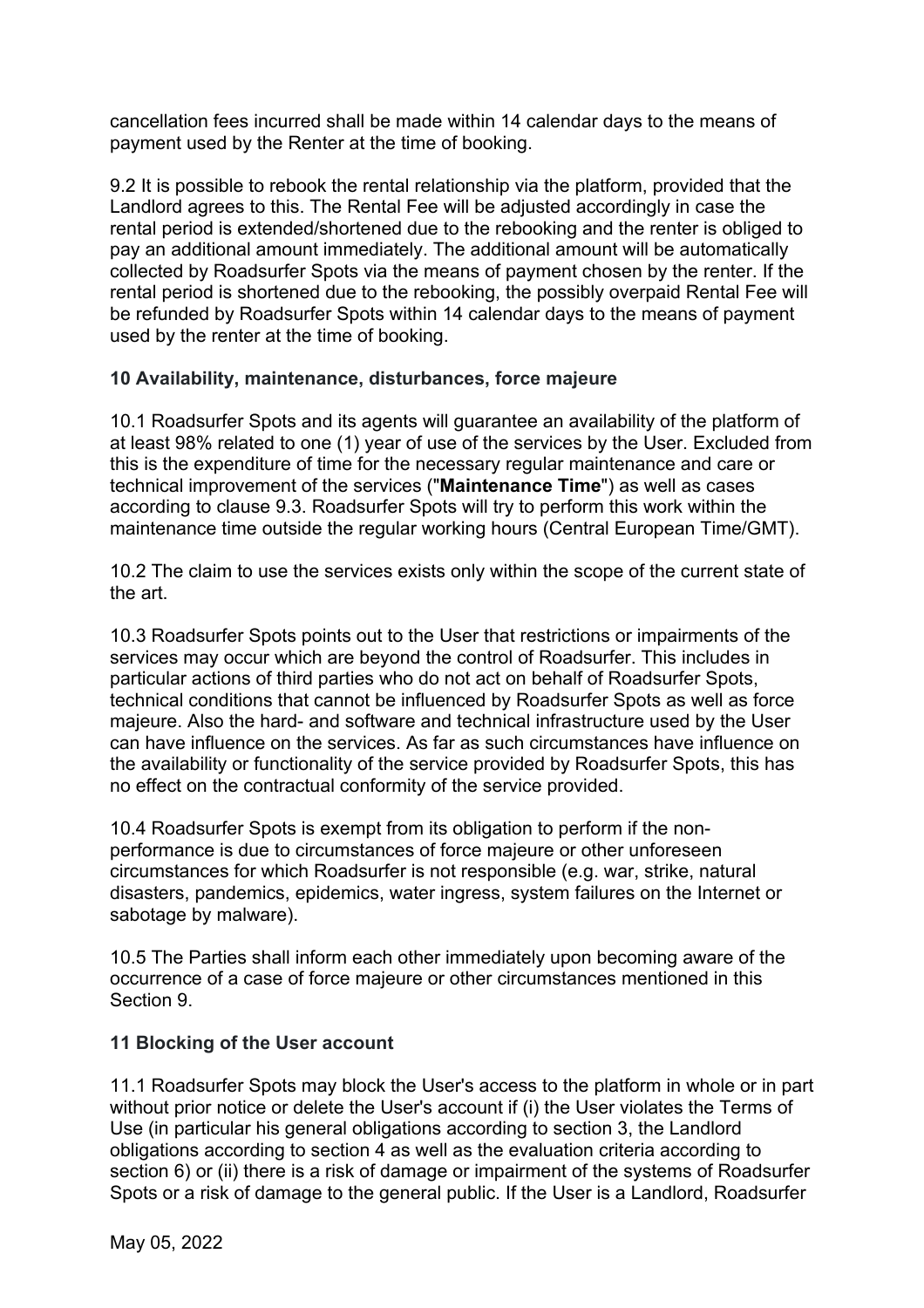cancellation fees incurred shall be made within 14 calendar days to the means of payment used by the Renter at the time of booking.

9.2 It is possible to rebook the rental relationship via the platform, provided that the Landlord agrees to this. The Rental Fee will be adjusted accordingly in case the rental period is extended/shortened due to the rebooking and the renter is obliged to pay an additional amount immediately. The additional amount will be automatically collected by Roadsurfer Spots via the means of payment chosen by the renter. If the rental period is shortened due to the rebooking, the possibly overpaid Rental Fee will be refunded by Roadsurfer Spots within 14 calendar days to the means of payment used by the renter at the time of booking.

**10 Availability, maintenance, disturbances, force majeure**

10.1 Roadsurfer Spots and its agents will guarantee an availability of the platform of at least 98% related to one (1) year of use of the services by the User. Excluded from this is the expenditure of time for the necessary regular maintenance and care or technical improvement of the services ("**Maintenance Time**") as well as cases according to clause 9.3. Roadsurfer Spots will try to perform this work within the maintenance time outside the regular working hours (Central European Time/GMT).

10.2 The claim to use the services exists only within the scope of the current state of the art.

10.3 Roadsurfer Spots points out to the User that restrictions or impairments of the services may occur which are beyond the control of Roadsurfer. This includes in particular actions of third parties who do not act on behalf of Roadsurfer Spots, technical conditions that cannot be influenced by Roadsurfer Spots as well as force majeure. Also the hard- and software and technical infrastructure used by the User can have influence on the services. As far as such circumstances have influence on the availability or functionality of the service provided by Roadsurfer Spots, this has no effect on the contractual conformity of the service provided.

10.4 Roadsurfer Spots is exempt from its obligation to perform if the non-performance is due to circumstances of force majeure or other unforeseen circumstances for which Roadsurfer is not responsible (e.g. war, strike, natural disasters, pandemics, epidemics, water ingress, system failures on the Internet or sabotage by malware).

10.5 The Parties shall inform each other immediately upon becoming aware of the occurrence of a case of force majeure or other circumstances mentioned in this Section 9.

**11 Blocking of the User account**

11.1 Roadsurfer Spots may block the User's access to the platform in whole or in part without prior notice or delete the User's account if (i) the User violates the Terms of Use (in particular his general obligations according to section 3, the Landlord obligations according to section 4 as well as the evaluation criteria according to section 6) or (ii) there is a risk of damage or impairment of the systems of Roadsurfer Spots or a risk of damage to the general public. If the User is a Landlord, Roadsurfer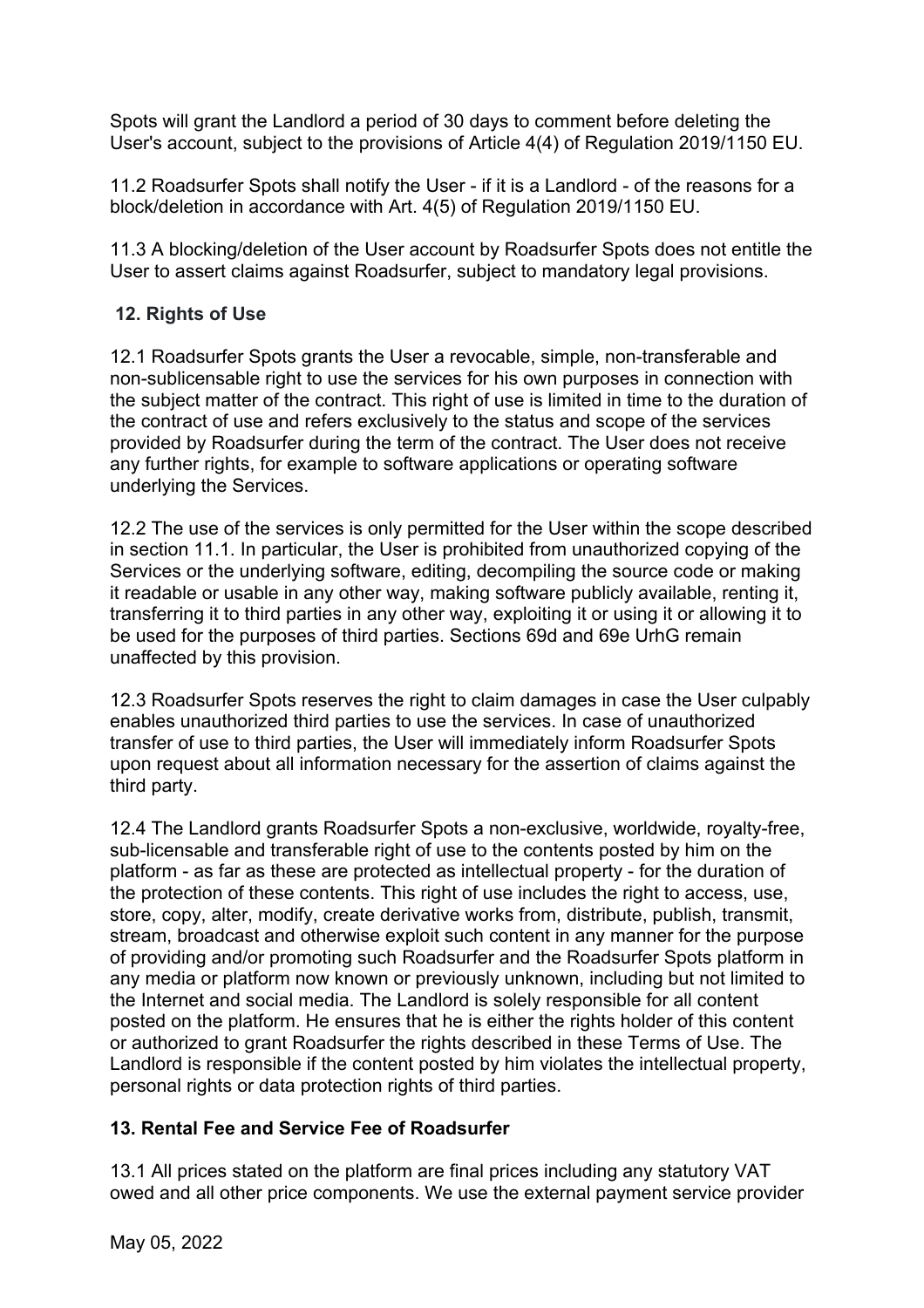Spots will grant the Landlord a period of 30 days to comment before deleting the User's account, subject to the provisions of Article 4(4) of Regulation 2019/1150 EU.

11.2 Roadsurfer Spots shall notify the User - if it is a Landlord - of the reasons for a block/deletion in accordance with Art. 4(5) of Regulation 2019/1150 EU.

11.3 A blocking/deletion of the User account by Roadsurfer Spots does not entitle the User to assert claims against Roadsurfer, subject to mandatory legal provisions.

## 12. Rights of Use

12.1 Roadsurfer Spots grants the User a revocable, simple, non-transferable and non-sublicensable right to use the services for his own purposes in connection with the subject matter of the contract. This right of use is limited in time to the duration of the contract of use and refers exclusively to the status and scope of the services provided by Roadsurfer during the term of the contract. The User does not receive any further rights, for example to software applications or operating software underlying the Services.

12.2 The use of the services is only permitted for the User within the scope described in section 11.1. In particular, the User is prohibited from unauthorized copying of the Services or the underlying software, editing, decompiling the source code or making it readable or usable in any other way, making software publicly available, renting it, transferring it to third parties in any other way, exploiting it or using it or allowing it to be used for the purposes of third parties. Sections 69d and 69e UrhG remain unaffected by this provision.

12.3 Roadsurfer Spots reserves the right to claim damages in case the User culpably enables unauthorized third parties to use the services. In case of unauthorized transfer of use to third parties, the User will immediately inform Roadsurfer Spots upon request about all information necessary for the assertion of claims against the third party.

12.4 The Landlord grants Roadsurfer Spots a non-exclusive, worldwide, royalty-free, sub-licensable and transferable right of use to the contents posted by him on the platform - as far as these are protected as intellectual property - for the duration of the protection of these contents. This right of use includes the right to access, use, store, copy, alter, modify, create derivative works from, distribute, publish, transmit, stream, broadcast and otherwise exploit such content in any manner for the purpose of providing and/or promoting such Roadsurfer and the Roadsurfer Spots platform in any media or platform now known or previously unknown, including but not limited to the Internet and social media. The Landlord is solely responsible for all content posted on the platform. He ensures that he is either the rights holder of this content or authorized to grant Roadsurfer the rights described in these Terms of Use. The Landlord is responsible if the content posted by him violates the intellectual property, personal rights or data protection rights of third parties.

## 13. Rental Fee and Service Fee of Roadsurfer

13.1 All prices stated on the platform are final prices including any statutory VAT owed and all other price components. We use the external payment service provider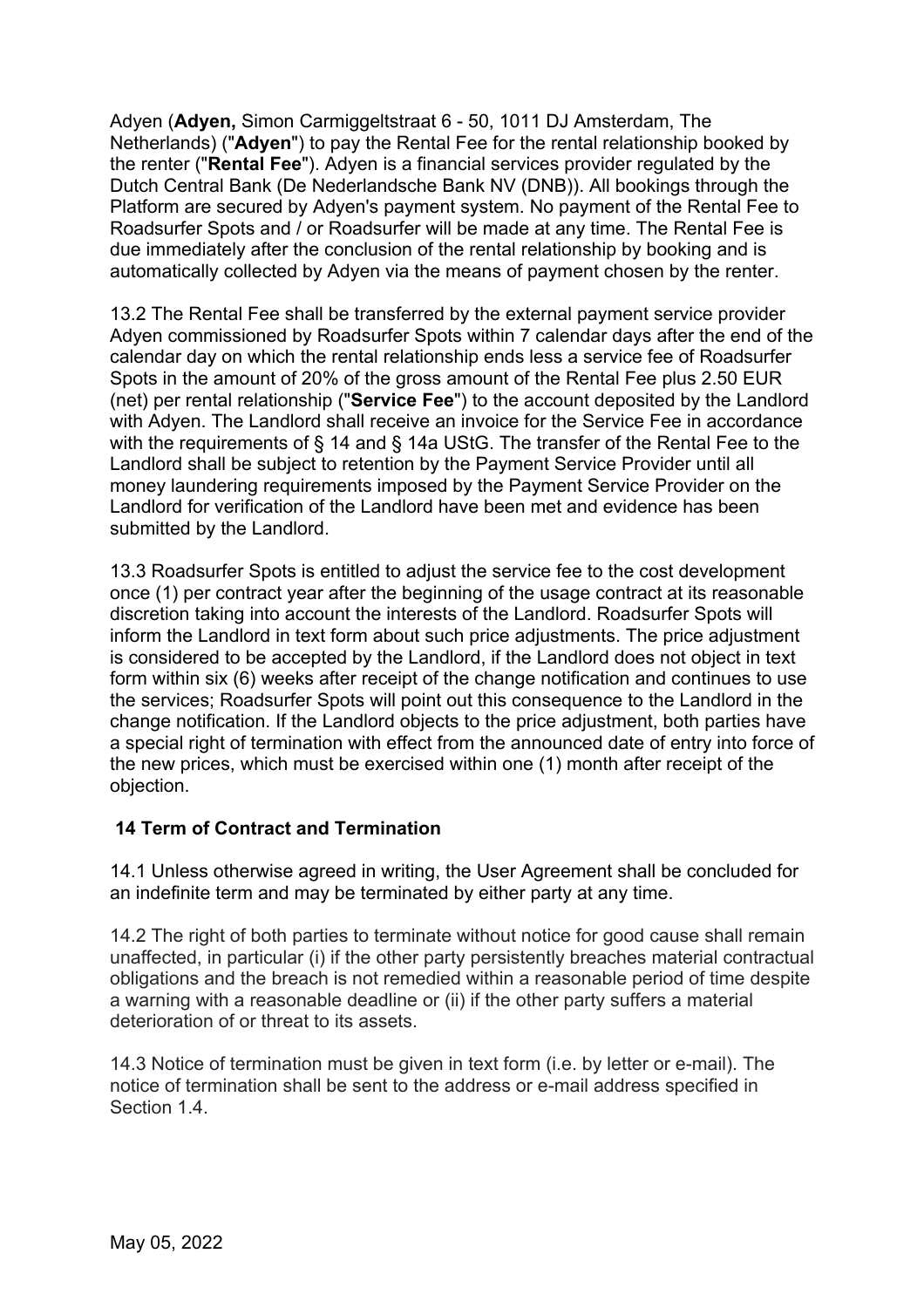Adyen (**Adyen,** Simon Carmiggeltstraat 6 - 50, 1011 DJ Amsterdam, The Netherlands) ("**Adyen**") to pay the Rental Fee for the rental relationship booked by the renter ("**Rental Fee**"). Adyen is a financial services provider regulated by the Dutch Central Bank (De Nederlandsche Bank NV (DNB)). All bookings through the Platform are secured by Adyen's payment system. No payment of the Rental Fee to Roadsurfer Spots and / or Roadsurfer will be made at any time. The Rental Fee is due immediately after the conclusion of the rental relationship by booking and is automatically collected by Adyen via the means of payment chosen by the renter.

13.2 The Rental Fee shall be transferred by the external payment service provider Adyen commissioned by Roadsurfer Spots within 7 calendar days after the end of the calendar day on which the rental relationship ends less a service fee of Roadsurfer Spots in the amount of 20% of the gross amount of the Rental Fee plus 2.50 EUR (net) per rental relationship ("**Service Fee**") to the account deposited by the Landlord with Adyen. The Landlord shall receive an invoice for the Service Fee in accordance with the requirements of § 14 and § 14a UStG. The transfer of the Rental Fee to the Landlord shall be subject to retention by the Payment Service Provider until all money laundering requirements imposed by the Payment Service Provider on the Landlord for verification of the Landlord have been met and evidence has been submitted by the Landlord.

13.3 Roadsurfer Spots is entitled to adjust the service fee to the cost development once (1) per contract year after the beginning of the usage contract at its reasonable discretion taking into account the interests of the Landlord. Roadsurfer Spots will inform the Landlord in text form about such price adjustments. The price adjustment is considered to be accepted by the Landlord, if the Landlord does not object in text form within six (6) weeks after receipt of the change notification and continues to use the services; Roadsurfer Spots will point out this consequence to the Landlord in the change notification. If the Landlord objects to the price adjustment, both parties have a special right of termination with effect from the announced date of entry into force of the new prices, which must be exercised within one (1) month after receipt of the objection.

## 14 Term of Contract and Termination

14.1 Unless otherwise agreed in writing, the User Agreement shall be concluded for an indefinite term and may be terminated by either party at any time.

14.2 The right of both parties to terminate without notice for good cause shall remain unaffected, in particular (i) if the other party persistently breaches material contractual obligations and the breach is not remedied within a reasonable period of time despite a warning with a reasonable deadline or (ii) if the other party suffers a material deterioration of or threat to its assets.

14.3 Notice of termination must be given in text form (i.e. by letter or e-mail). The notice of termination shall be sent to the address or e-mail address specified in Section 1.4.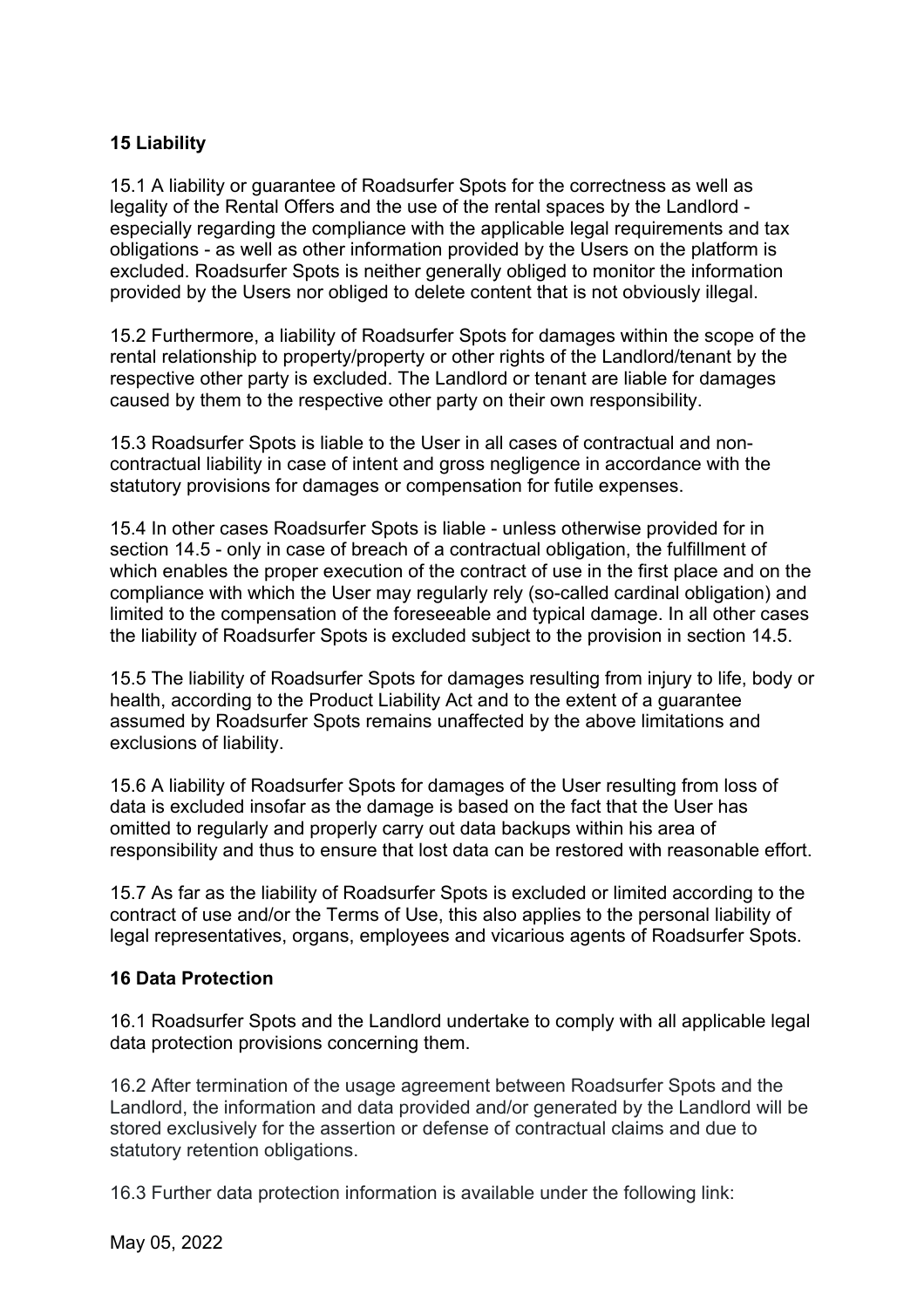## 15 Liability

15.1 A liability or guarantee of Roadsurfer Spots for the correctness as well as legality of the Rental Offers and the use of the rental spaces by the Landlord - especially regarding the compliance with the applicable legal requirements and tax obligations - as well as other information provided by the Users on the platform is excluded. Roadsurfer Spots is neither generally obliged to monitor the information provided by the Users nor obliged to delete content that is not obviously illegal.

15.2 Furthermore, a liability of Roadsurfer Spots for damages within the scope of the rental relationship to property/property or other rights of the Landlord/tenant by the respective other party is excluded. The Landlord or tenant are liable for damages caused by them to the respective other party on their own responsibility.

15.3 Roadsurfer Spots is liable to the User in all cases of contractual and non-contractual liability in case of intent and gross negligence in accordance with the statutory provisions for damages or compensation for futile expenses.

15.4 In other cases Roadsurfer Spots is liable - unless otherwise provided for in section 14.5 - only in case of breach of a contractual obligation, the fulfillment of which enables the proper execution of the contract of use in the first place and on the compliance with which the User may regularly rely (so-called cardinal obligation) and limited to the compensation of the foreseeable and typical damage. In all other cases the liability of Roadsurfer Spots is excluded subject to the provision in section 14.5.

15.5 The liability of Roadsurfer Spots for damages resulting from injury to life, body or health, according to the Product Liability Act and to the extent of a guarantee assumed by Roadsurfer Spots remains unaffected by the above limitations and exclusions of liability.

15.6 A liability of Roadsurfer Spots for damages of the User resulting from loss of data is excluded insofar as the damage is based on the fact that the User has omitted to regularly and properly carry out data backups within his area of responsibility and thus to ensure that lost data can be restored with reasonable effort.

15.7 As far as the liability of Roadsurfer Spots is excluded or limited according to the contract of use and/or the Terms of Use, this also applies to the personal liability of legal representatives, organs, employees and vicarious agents of Roadsurfer Spots.

## 16 Data Protection

16.1 Roadsurfer Spots and the Landlord undertake to comply with all applicable legal data protection provisions concerning them.

16.2 After termination of the usage agreement between Roadsurfer Spots and the Landlord, the information and data provided and/or generated by the Landlord will be stored exclusively for the assertion or defense of contractual claims and due to statutory retention obligations.

16.3 Further data protection information is available under the following link:

May 05, 2022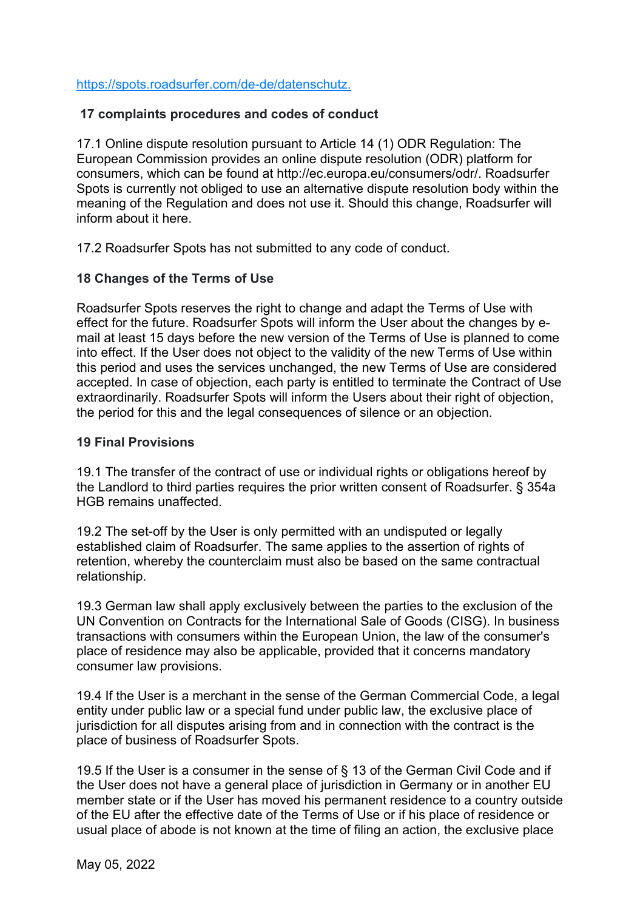https://spots.roadsurfer.com/de-de/datenschutz.

### 17 complaints procedures and codes of conduct

17.1 Online dispute resolution pursuant to Article 14 (1) ODR Regulation: The European Commission provides an online dispute resolution (ODR) platform for consumers, which can be found at http://ec.europa.eu/consumers/odr/. Roadsurfer Spots is currently not obliged to use an alternative dispute resolution body within the meaning of the Regulation and does not use it. Should this change, Roadsurfer will inform about it here.

17.2 Roadsurfer Spots has not submitted to any code of conduct.

### 18 Changes of the Terms of Use

Roadsurfer Spots reserves the right to change and adapt the Terms of Use with effect for the future. Roadsurfer Spots will inform the User about the changes by e-mail at least 15 days before the new version of the Terms of Use is planned to come into effect. If the User does not object to the validity of the new Terms of Use within this period and uses the services unchanged, the new Terms of Use are considered accepted. In case of objection, each party is entitled to terminate the Contract of Use extraordinarily. Roadsurfer Spots will inform the Users about their right of objection, the period for this and the legal consequences of silence or an objection.

### 19 Final Provisions

19.1 The transfer of the contract of use or individual rights or obligations hereof by the Landlord to third parties requires the prior written consent of Roadsurfer. § 354a HGB remains unaffected.

19.2 The set-off by the User is only permitted with an undisputed or legally established claim of Roadsurfer. The same applies to the assertion of rights of retention, whereby the counterclaim must also be based on the same contractual relationship.

19.3 German law shall apply exclusively between the parties to the exclusion of the UN Convention on Contracts for the International Sale of Goods (CISG). In business transactions with consumers within the European Union, the law of the consumer's place of residence may also be applicable, provided that it concerns mandatory consumer law provisions.

19.4 If the User is a merchant in the sense of the German Commercial Code, a legal entity under public law or a special fund under public law, the exclusive place of jurisdiction for all disputes arising from and in connection with the contract is the place of business of Roadsurfer Spots.

19.5 If the User is a consumer in the sense of § 13 of the German Civil Code and if the User does not have a general place of jurisdiction in Germany or in another EU member state or if the User has moved his permanent residence to a country outside of the EU after the effective date of the Terms of Use or if his place of residence or usual place of abode is not known at the time of filing an action, the exclusive place

May 05, 2022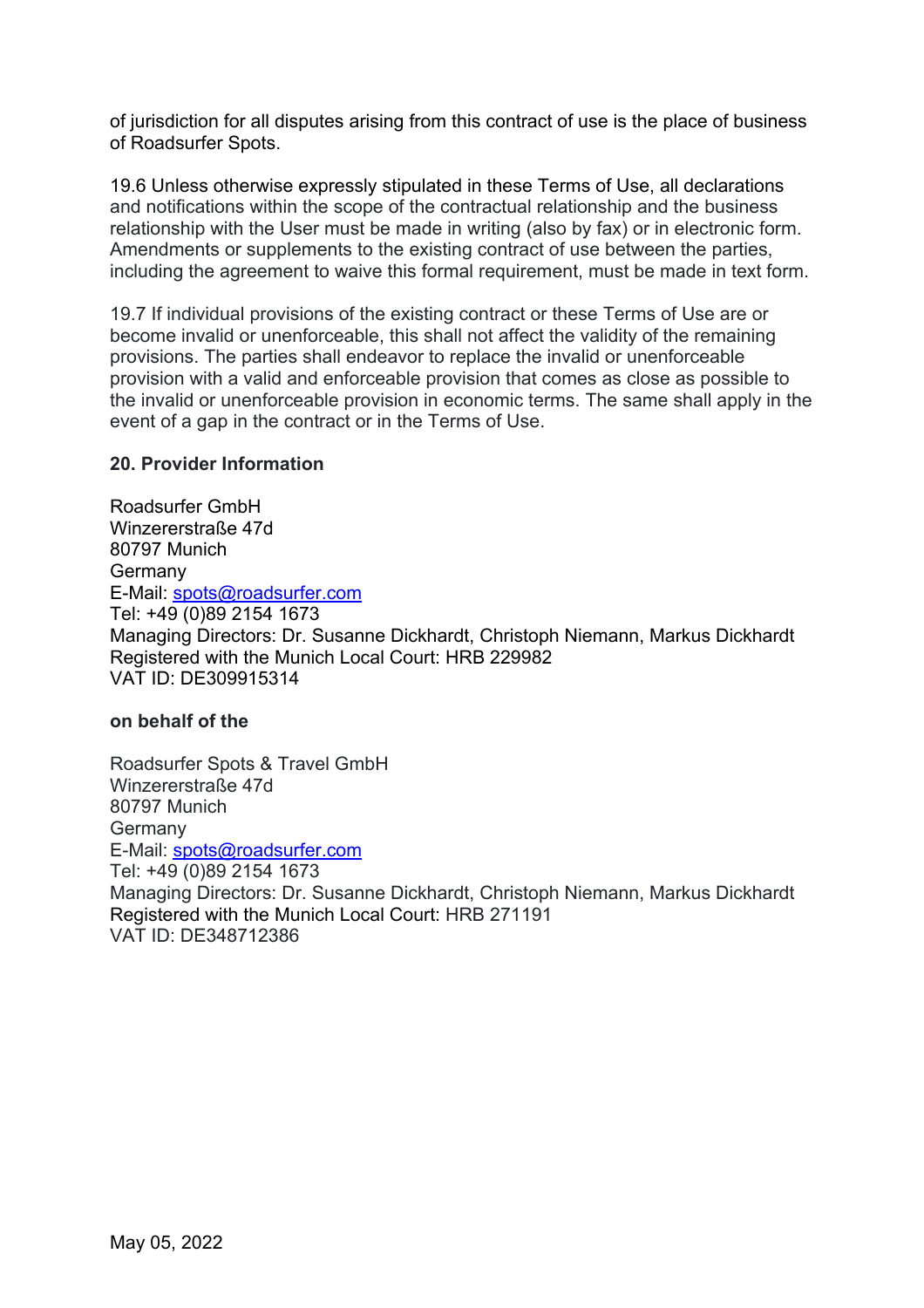of jurisdiction for all disputes arising from this contract of use is the place of business of Roadsurfer Spots.

19.6 Unless otherwise expressly stipulated in these Terms of Use, all declarations and notifications within the scope of the contractual relationship and the business relationship with the User must be made in writing (also by fax) or in electronic form. Amendments or supplements to the existing contract of use between the parties, including the agreement to waive this formal requirement, must be made in text form.

19.7 If individual provisions of the existing contract or these Terms of Use are or become invalid or unenforceable, this shall not affect the validity of the remaining provisions. The parties shall endeavor to replace the invalid or unenforceable provision with a valid and enforceable provision that comes as close as possible to the invalid or unenforceable provision in economic terms. The same shall apply in the event of a gap in the contract or in the Terms of Use.

**20. Provider Information**

Roadsurfer GmbH
Winzererstraße 47d
80797 Munich
Germany
E-Mail: spots@roadsurfer.com
Tel: +49 (0)89 2154 1673
Managing Directors: Dr. Susanne Dickhardt, Christoph Niemann, Markus Dickhardt
Registered with the Munich Local Court: HRB 229982
VAT ID: DE309915314

**on behalf of the**

Roadsurfer Spots & Travel GmbH
Winzererstraße 47d
80797 Munich
Germany
E-Mail: spots@roadsurfer.com
Tel: +49 (0)89 2154 1673
Managing Directors: Dr. Susanne Dickhardt, Christoph Niemann, Markus Dickhardt
Registered with the Munich Local Court: HRB 271191
VAT ID: DE348712386

May 05, 2022